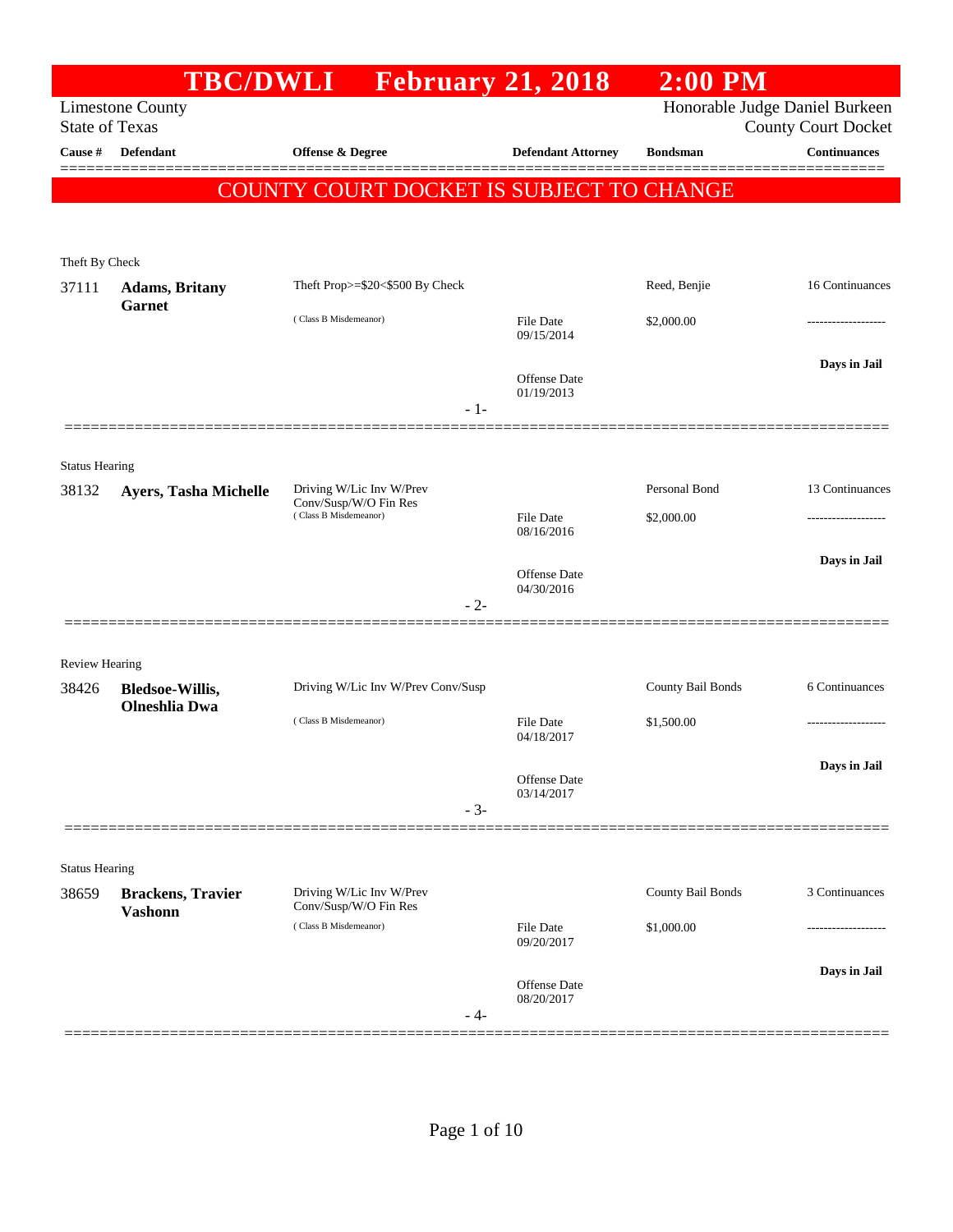# TBC/DWLI February 21, 2018 2:00 PM

Limestone County
State of Texas

Honorable Judge Daniel Burkeen
County Court Docket

| Cause # | Defendant | Offense & Degree | Defendant Attorney | Bondsman | Continuances |
|---|---|---|---|---|---|

**COUNTY COURT DOCKET IS SUBJECT TO CHANGE**

---

Theft By Check

| Cause # | Defendant | Offense & Degree | Defendant Attorney | Bondsman | Continuances |
|---|---|---|---|---|---|
| 37111 | **Adams, Britany Garnet** | Theft Prop>=$20<$500 By Check | | Reed, Benjie | 16 Continuances |
| | | ( Class B Misdemeanor) | File Date 09/15/2014 | $2,000.00 | ------------------- |
| | | | Offense Date 01/19/2013 | | **Days in Jail** |

- 1-

---

Status Hearing

| Cause # | Defendant | Offense & Degree | Defendant Attorney | Bondsman | Continuances |
|---|---|---|---|---|---|
| 38132 | **Ayers, Tasha Michelle** | Driving W/Lic Inv W/Prev Conv/Susp/W/O Fin Res | | Personal Bond | 13 Continuances |
| | | ( Class B Misdemeanor) | File Date 08/16/2016 | $2,000.00 | ------------------- |
| | | | Offense Date 04/30/2016 | | **Days in Jail** |

- 2-

---

Review Hearing

| Cause # | Defendant | Offense & Degree | Defendant Attorney | Bondsman | Continuances |
|---|---|---|---|---|---|
| 38426 | **Bledsoe-Willis, Olneshlia Dwa** | Driving W/Lic Inv W/Prev Conv/Susp | | County Bail Bonds | 6 Continuances |
| | | ( Class B Misdemeanor) | File Date 04/18/2017 | $1,500.00 | ------------------- |
| | | | Offense Date 03/14/2017 | | **Days in Jail** |

- 3-

---

Status Hearing

| Cause # | Defendant | Offense & Degree | Defendant Attorney | Bondsman | Continuances |
|---|---|---|---|---|---|
| 38659 | **Brackens, Travier Vashonn** | Driving W/Lic Inv W/Prev Conv/Susp/W/O Fin Res | | County Bail Bonds | 3 Continuances |
| | | ( Class B Misdemeanor) | File Date 09/20/2017 | $1,000.00 | ------------------- |
| | | | Offense Date 08/20/2017 | | **Days in Jail** |

- 4-

---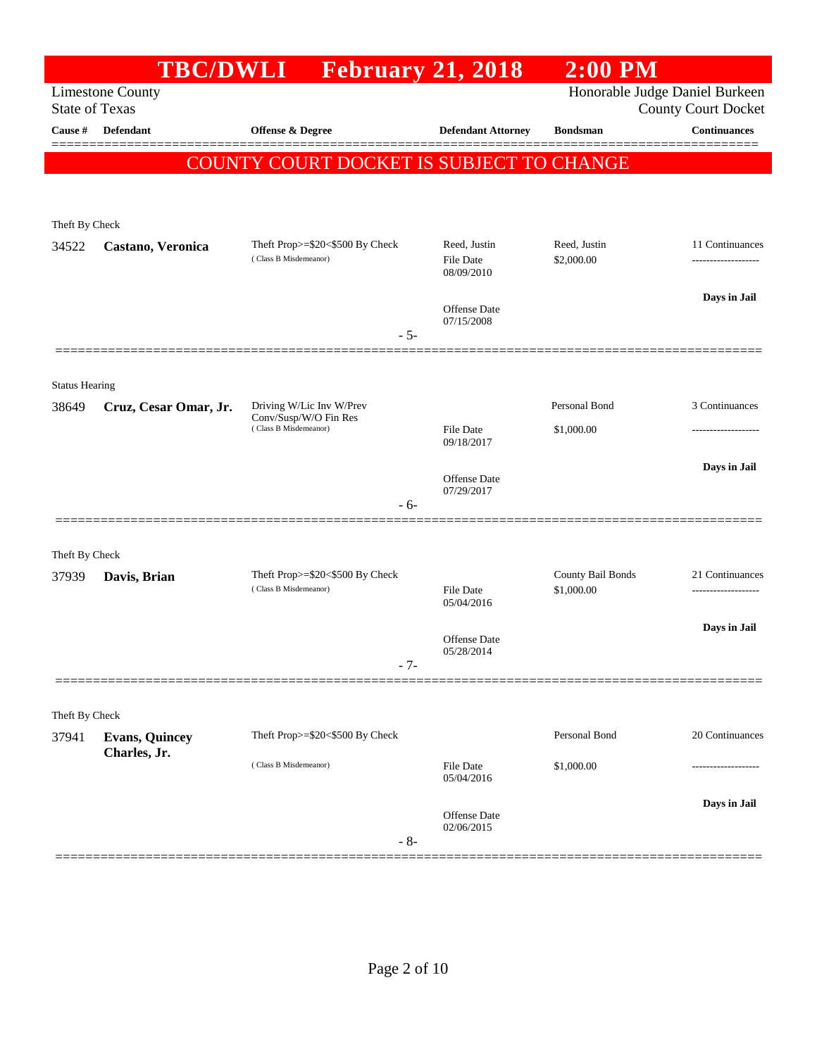# TBC/DWLI February 21, 2018 2:00 PM

Limestone County
State of Texas

Honorable Judge Daniel Burkeen
County Court Docket

| Cause # | Defendant | Offense & Degree | Defendant Attorney | Bondsman | Continuances |
|---|---|---|---|---|---|

**COUNTY COURT DOCKET IS SUBJECT TO CHANGE**

Theft By Check

| Cause # | Defendant | Offense & Degree | Defendant Attorney | Bondsman | Continuances |
|---|---|---|---|---|---|
| 34522 | **Castano, Veronica** | Theft Prop>=$20<$500 By Check (Class B Misdemeanor) | Reed, Justin<br>File Date 08/09/2010<br>Offense Date 07/15/2008 | Reed, Justin<br>$2,000.00 | 11 Continuances<br>-------------------<br>**Days in Jail** |

- 5-

Status Hearing

| Cause # | Defendant | Offense & Degree | Defendant Attorney | Bondsman | Continuances |
|---|---|---|---|---|---|
| 38649 | **Cruz, Cesar Omar, Jr.** | Driving W/Lic Inv W/Prev Conv/Susp/W/O Fin Res (Class B Misdemeanor) | File Date 09/18/2017<br>Offense Date 07/29/2017 | Personal Bond<br>$1,000.00 | 3 Continuances<br>-------------------<br>**Days in Jail** |

- 6-

Theft By Check

| Cause # | Defendant | Offense & Degree | Defendant Attorney | Bondsman | Continuances |
|---|---|---|---|---|---|
| 37939 | **Davis, Brian** | Theft Prop>=$20<$500 By Check (Class B Misdemeanor) | File Date 05/04/2016<br>Offense Date 05/28/2014 | County Bail Bonds<br>$1,000.00 | 21 Continuances<br>-------------------<br>**Days in Jail** |

- 7-

Theft By Check

| Cause # | Defendant | Offense & Degree | Defendant Attorney | Bondsman | Continuances |
|---|---|---|---|---|---|
| 37941 | **Evans, Quincey Charles, Jr.** | Theft Prop>=$20<$500 By Check (Class B Misdemeanor) | File Date 05/04/2016<br>Offense Date 02/06/2015 | Personal Bond<br>$1,000.00 | 20 Continuances<br>-------------------<br>**Days in Jail** |

- 8-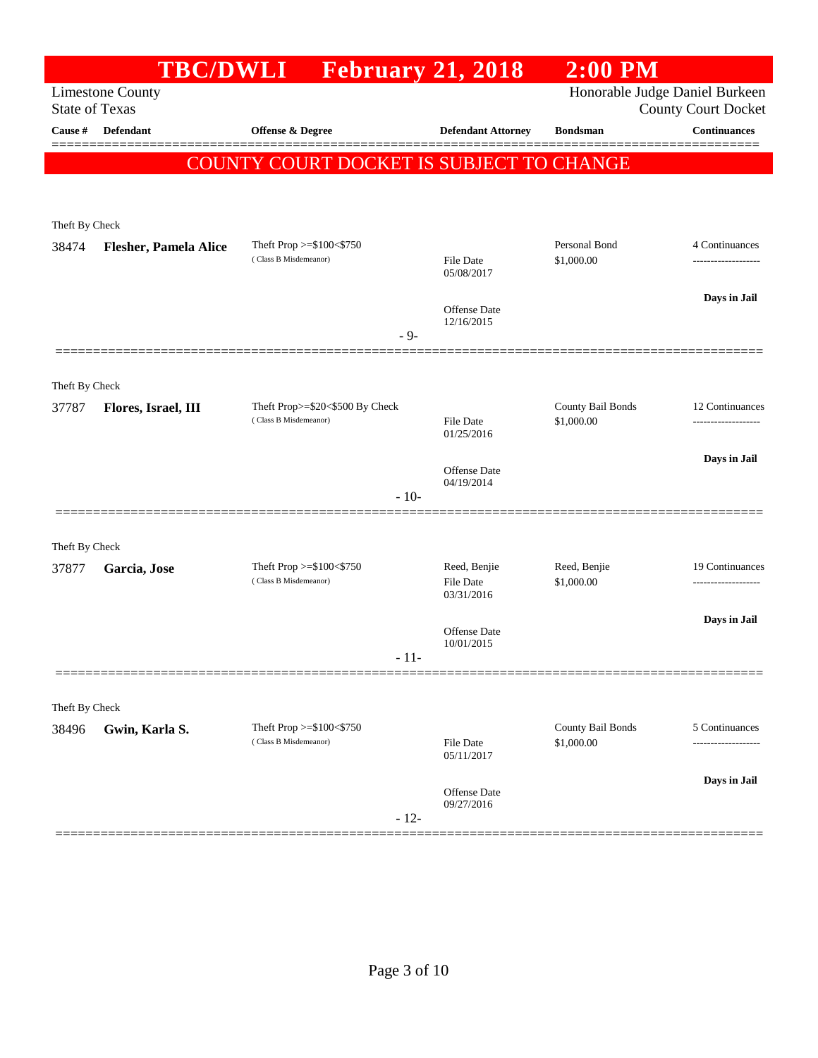# TBC/DWLI February 21, 2018 2:00 PM

Limestone County
State of Texas

Honorable Judge Daniel Burkeen
County Court Docket

| Cause # | Defendant | Offense & Degree | Defendant Attorney | Bondsman | Continuances |
|---|---|---|---|---|---|

**COUNTY COURT DOCKET IS SUBJECT TO CHANGE**

Theft By Check

| Cause # | Defendant | Offense & Degree | Defendant Attorney | Bondsman | Continuances |
|---|---|---|---|---|---|
| 38474 | **Flesher, Pamela Alice** | Theft Prop >=$100<$750 (Class B Misdemeanor) | File Date 05/08/2017 Offense Date 12/16/2015 | Personal Bond $1,000.00 | 4 Continuances ------------------- **Days in Jail** |

- 9-

Theft By Check

| Cause # | Defendant | Offense & Degree | Defendant Attorney | Bondsman | Continuances |
|---|---|---|---|---|---|
| 37787 | **Flores, Israel, III** | Theft Prop>=$20<$500 By Check (Class B Misdemeanor) | File Date 01/25/2016 Offense Date 04/19/2014 | County Bail Bonds $1,000.00 | 12 Continuances ------------------- **Days in Jail** |

- 10-

Theft By Check

| Cause # | Defendant | Offense & Degree | Defendant Attorney | Bondsman | Continuances |
|---|---|---|---|---|---|
| 37877 | **Garcia, Jose** | Theft Prop >=$100<$750 (Class B Misdemeanor) | Reed, Benjie File Date 03/31/2016 Offense Date 10/01/2015 | Reed, Benjie $1,000.00 | 19 Continuances ------------------- **Days in Jail** |

- 11-

Theft By Check

| Cause # | Defendant | Offense & Degree | Defendant Attorney | Bondsman | Continuances |
|---|---|---|---|---|---|
| 38496 | **Gwin, Karla S.** | Theft Prop >=$100<$750 (Class B Misdemeanor) | File Date 05/11/2017 Offense Date 09/27/2016 | County Bail Bonds $1,000.00 | 5 Continuances ------------------- **Days in Jail** |

- 12-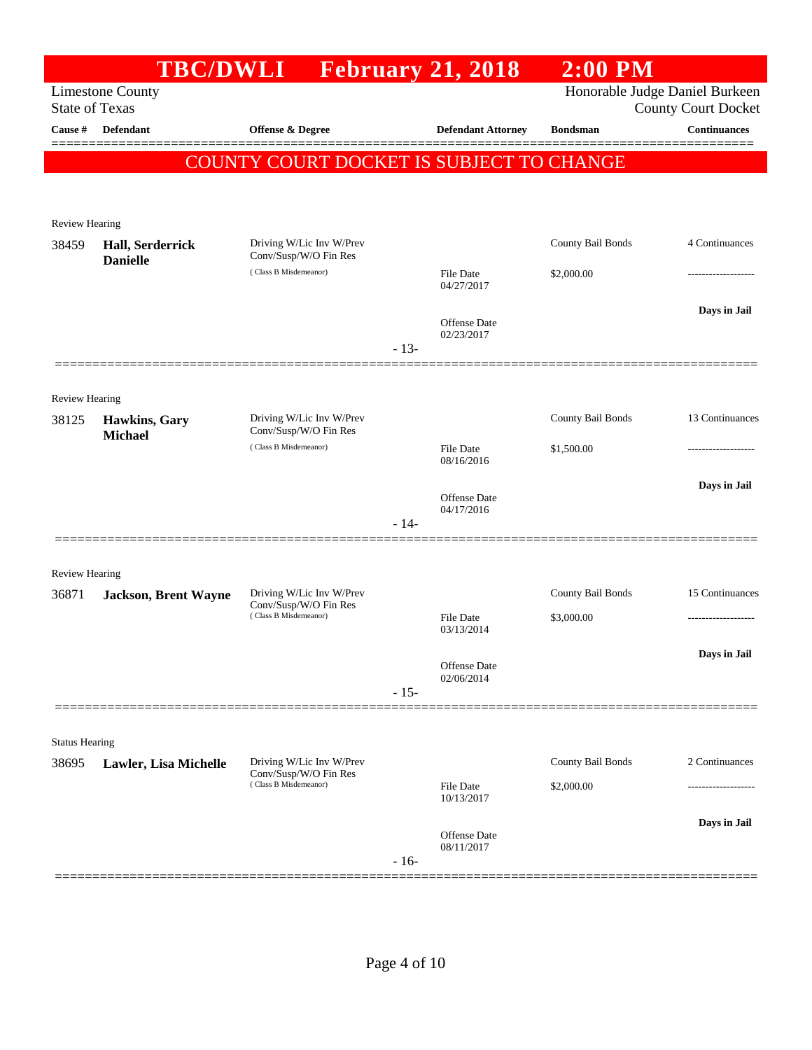# TBC/DWLI February 21, 2018 2:00 PM

Limestone County
State of Texas

Honorable Judge Daniel Burkeen
County Court Docket

| Cause # | Defendant | Offense & Degree | Defendant Attorney | Bondsman | Continuances |
|---|---|---|---|---|---|

## COUNTY COURT DOCKET IS SUBJECT TO CHANGE

Review Hearing

| Cause # | Defendant | Offense & Degree | Defendant Attorney | Bondsman | Continuances |
|---|---|---|---|---|---|
| 38459 | **Hall, Serderrick Danielle** | Driving W/Lic Inv W/Prev Conv/Susp/W/O Fin Res (Class B Misdemeanor) | File Date 04/27/2017<br>Offense Date 02/23/2017 | County Bail Bonds<br>$2,000.00 | 4 Continuances<br>-------------------<br>**Days in Jail** |

- 13-

Review Hearing

| Cause # | Defendant | Offense & Degree | Defendant Attorney | Bondsman | Continuances |
|---|---|---|---|---|---|
| 38125 | **Hawkins, Gary Michael** | Driving W/Lic Inv W/Prev Conv/Susp/W/O Fin Res (Class B Misdemeanor) | File Date 08/16/2016<br>Offense Date 04/17/2016 | County Bail Bonds<br>$1,500.00 | 13 Continuances<br>-------------------<br>**Days in Jail** |

- 14-

Review Hearing

| Cause # | Defendant | Offense & Degree | Defendant Attorney | Bondsman | Continuances |
|---|---|---|---|---|---|
| 36871 | **Jackson, Brent Wayne** | Driving W/Lic Inv W/Prev Conv/Susp/W/O Fin Res (Class B Misdemeanor) | File Date 03/13/2014<br>Offense Date 02/06/2014 | County Bail Bonds<br>$3,000.00 | 15 Continuances<br>-------------------<br>**Days in Jail** |

- 15-

Status Hearing

| Cause # | Defendant | Offense & Degree | Defendant Attorney | Bondsman | Continuances |
|---|---|---|---|---|---|
| 38695 | **Lawler, Lisa Michelle** | Driving W/Lic Inv W/Prev Conv/Susp/W/O Fin Res (Class B Misdemeanor) | File Date 10/13/2017<br>Offense Date 08/11/2017 | County Bail Bonds<br>$2,000.00 | 2 Continuances<br>-------------------<br>**Days in Jail** |

- 16-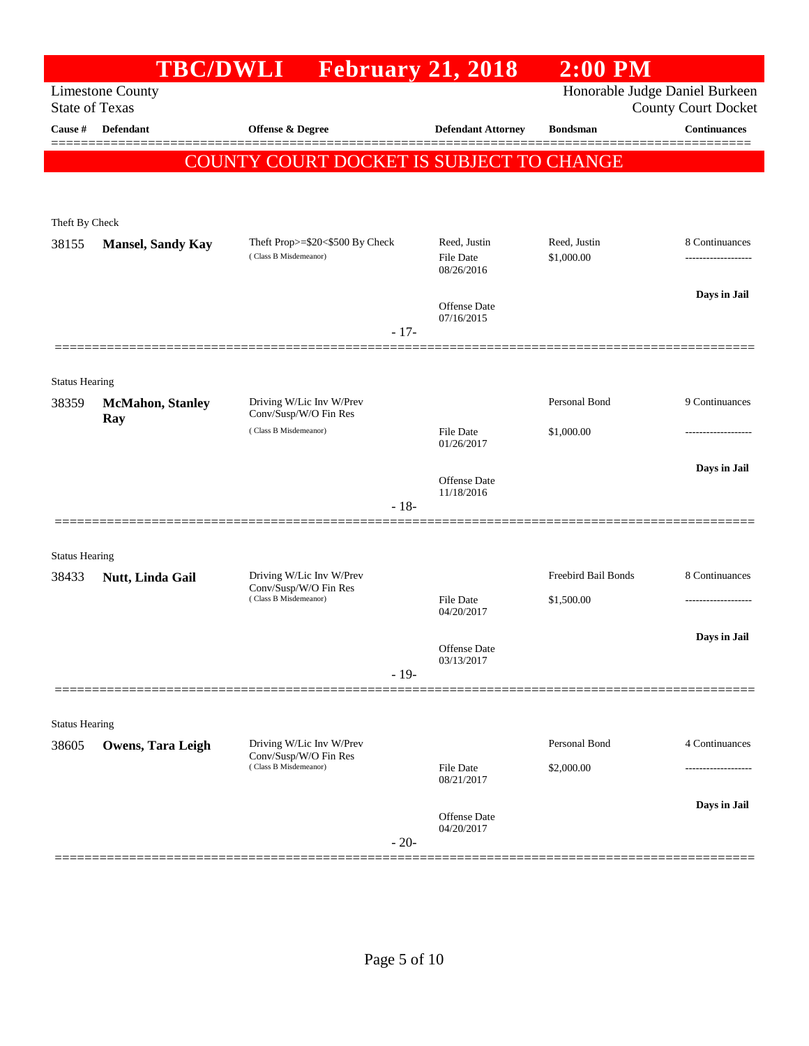# TBC/DWLI February 21, 2018 2:00 PM

Limestone County
State of Texas

Honorable Judge Daniel Burkeen
County Court Docket

| Cause # | Defendant | Offense & Degree | Defendant Attorney | Bondsman | Continuances |
|---|---|---|---|---|---|

**COUNTY COURT DOCKET IS SUBJECT TO CHANGE**

Theft By Check

| Cause # | Defendant | Offense & Degree | Defendant Attorney | Bondsman | Continuances |
|---|---|---|---|---|---|
| 38155 | **Mansel, Sandy Kay** | Theft Prop>=$20<$500 By Check (Class B Misdemeanor) | Reed, Justin<br>File Date 08/26/2016<br>Offense Date 07/16/2015 | Reed, Justin<br>$1,000.00 | 8 Continuances<br>-------------------<br>**Days in Jail** |

- 17-

Status Hearing

| Cause # | Defendant | Offense & Degree | Defendant Attorney | Bondsman | Continuances |
|---|---|---|---|---|---|
| 38359 | **McMahon, Stanley Ray** | Driving W/Lic Inv W/Prev Conv/Susp/W/O Fin Res (Class B Misdemeanor) | File Date 01/26/2017<br>Offense Date 11/18/2016 | Personal Bond<br>$1,000.00 | 9 Continuances<br>-------------------<br>**Days in Jail** |

- 18-

Status Hearing

| Cause # | Defendant | Offense & Degree | Defendant Attorney | Bondsman | Continuances |
|---|---|---|---|---|---|
| 38433 | **Nutt, Linda Gail** | Driving W/Lic Inv W/Prev Conv/Susp/W/O Fin Res (Class B Misdemeanor) | File Date 04/20/2017<br>Offense Date 03/13/2017 | Freebird Bail Bonds<br>$1,500.00 | 8 Continuances<br>-------------------<br>**Days in Jail** |

- 19-

Status Hearing

| Cause # | Defendant | Offense & Degree | Defendant Attorney | Bondsman | Continuances |
|---|---|---|---|---|---|
| 38605 | **Owens, Tara Leigh** | Driving W/Lic Inv W/Prev Conv/Susp/W/O Fin Res (Class B Misdemeanor) | File Date 08/21/2017<br>Offense Date 04/20/2017 | Personal Bond<br>$2,000.00 | 4 Continuances<br>-------------------<br>**Days in Jail** |

- 20-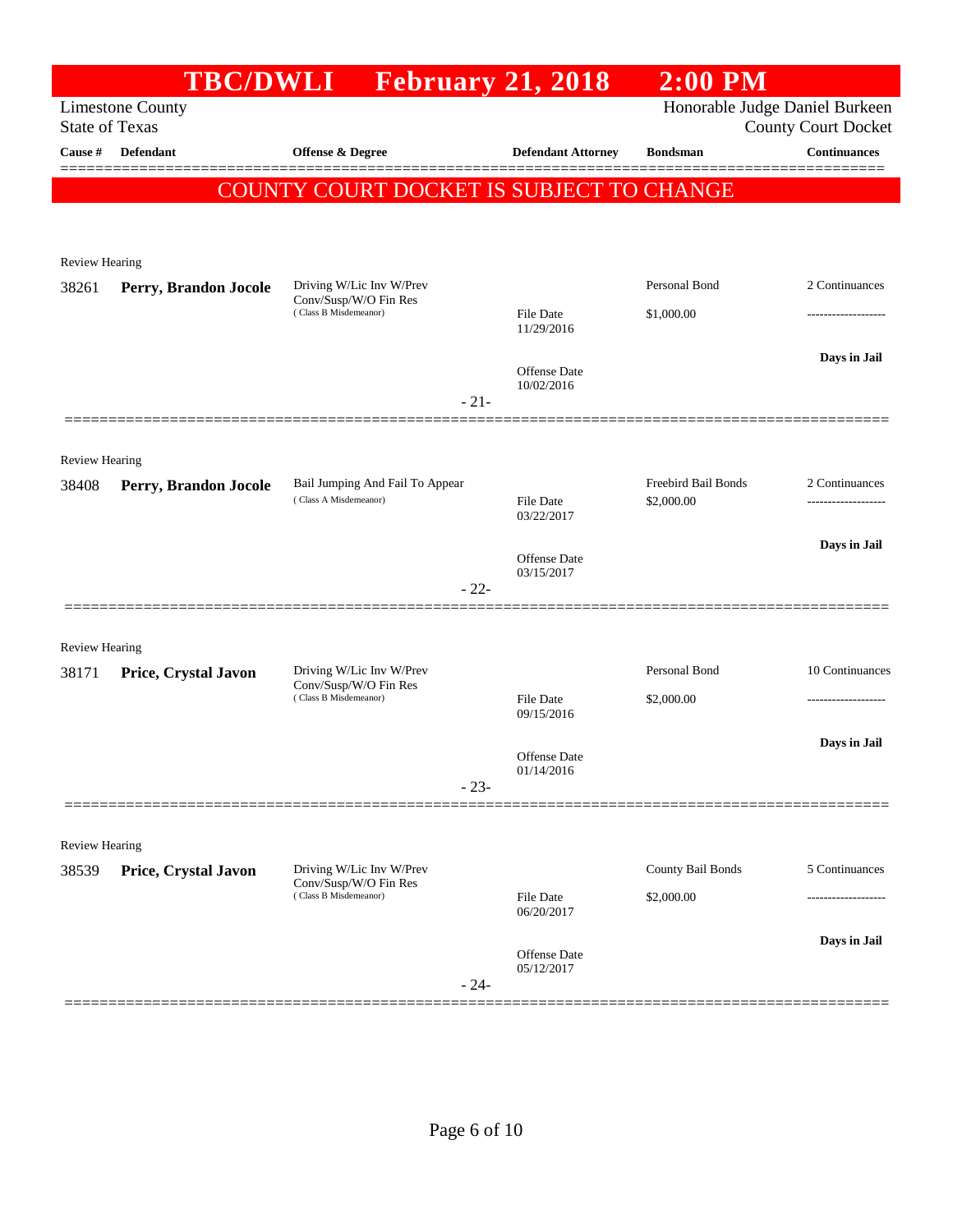# TBC/DWLI February 21, 2018 2:00 PM

Limestone County
State of Texas

Honorable Judge Daniel Burkeen
County Court Docket

| Cause # | Defendant | Offense & Degree | Defendant Attorney | Bondsman | Continuances |
|---|---|---|---|---|---|

**COUNTY COURT DOCKET IS SUBJECT TO CHANGE**

Review Hearing

| Cause # | Defendant | Offense & Degree | Defendant Attorney | Bondsman | Continuances |
|---|---|---|---|---|---|
| 38261 | **Perry, Brandon Jocole** | Driving W/Lic Inv W/Prev Conv/Susp/W/O Fin Res (Class B Misdemeanor) | File Date 11/29/2016; Offense Date 10/02/2016 | Personal Bond $1,000.00 | 2 Continuances; **Days in Jail** |

- 21-

Review Hearing

| Cause # | Defendant | Offense & Degree | Defendant Attorney | Bondsman | Continuances |
|---|---|---|---|---|---|
| 38408 | **Perry, Brandon Jocole** | Bail Jumping And Fail To Appear (Class A Misdemeanor) | File Date 03/22/2017; Offense Date 03/15/2017 | Freebird Bail Bonds $2,000.00 | 2 Continuances; **Days in Jail** |

- 22-

Review Hearing

| Cause # | Defendant | Offense & Degree | Defendant Attorney | Bondsman | Continuances |
|---|---|---|---|---|---|
| 38171 | **Price, Crystal Javon** | Driving W/Lic Inv W/Prev Conv/Susp/W/O Fin Res (Class B Misdemeanor) | File Date 09/15/2016; Offense Date 01/14/2016 | Personal Bond $2,000.00 | 10 Continuances; **Days in Jail** |

- 23-

Review Hearing

| Cause # | Defendant | Offense & Degree | Defendant Attorney | Bondsman | Continuances |
|---|---|---|---|---|---|
| 38539 | **Price, Crystal Javon** | Driving W/Lic Inv W/Prev Conv/Susp/W/O Fin Res (Class B Misdemeanor) | File Date 06/20/2017; Offense Date 05/12/2017 | County Bail Bonds $2,000.00 | 5 Continuances; **Days in Jail** |

- 24-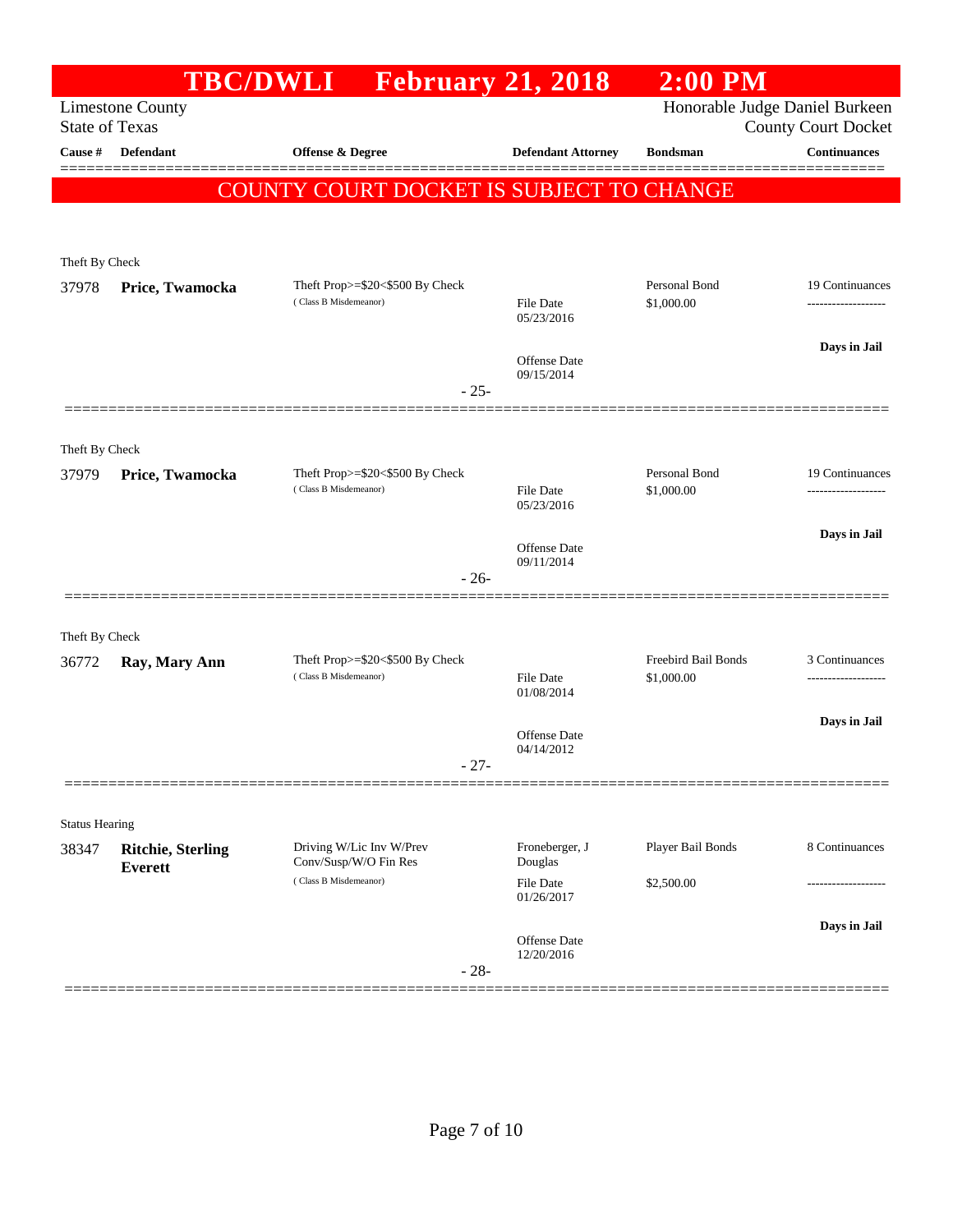# TBC/DWLI February 21, 2018 2:00 PM

Limestone County
State of Texas

Honorable Judge Daniel Burkeen
County Court Docket

| Cause # | Defendant | Offense & Degree | Defendant Attorney | Bondsman | Continuances |
|---|---|---|---|---|---|

**COUNTY COURT DOCKET IS SUBJECT TO CHANGE**

Theft By Check

| Cause # | Defendant | Offense & Degree | Defendant Attorney | Bondsman | Continuances |
|---|---|---|---|---|---|
| 37978 | **Price, Twamocka** | Theft Prop>=$20<$500 By Check (Class B Misdemeanor) | File Date 05/23/2016<br>Offense Date 09/15/2014 | Personal Bond $1,000.00 | 19 Continuances<br>**Days in Jail** |

- 25-

Theft By Check

| Cause # | Defendant | Offense & Degree | Defendant Attorney | Bondsman | Continuances |
|---|---|---|---|---|---|
| 37979 | **Price, Twamocka** | Theft Prop>=$20<$500 By Check (Class B Misdemeanor) | File Date 05/23/2016<br>Offense Date 09/11/2014 | Personal Bond $1,000.00 | 19 Continuances<br>**Days in Jail** |

- 26-

Theft By Check

| Cause # | Defendant | Offense & Degree | Defendant Attorney | Bondsman | Continuances |
|---|---|---|---|---|---|
| 36772 | **Ray, Mary Ann** | Theft Prop>=$20<$500 By Check (Class B Misdemeanor) | File Date 01/08/2014<br>Offense Date 04/14/2012 | Freebird Bail Bonds $1,000.00 | 3 Continuances<br>**Days in Jail** |

- 27-

Status Hearing

| Cause # | Defendant | Offense & Degree | Defendant Attorney | Bondsman | Continuances |
|---|---|---|---|---|---|
| 38347 | **Ritchie, Sterling Everett** | Driving W/Lic Inv W/Prev Conv/Susp/W/O Fin Res (Class B Misdemeanor) | Froneberger, J Douglas<br>File Date 01/26/2017<br>Offense Date 12/20/2016 | Player Bail Bonds $2,500.00 | 8 Continuances<br>**Days in Jail** |

- 28-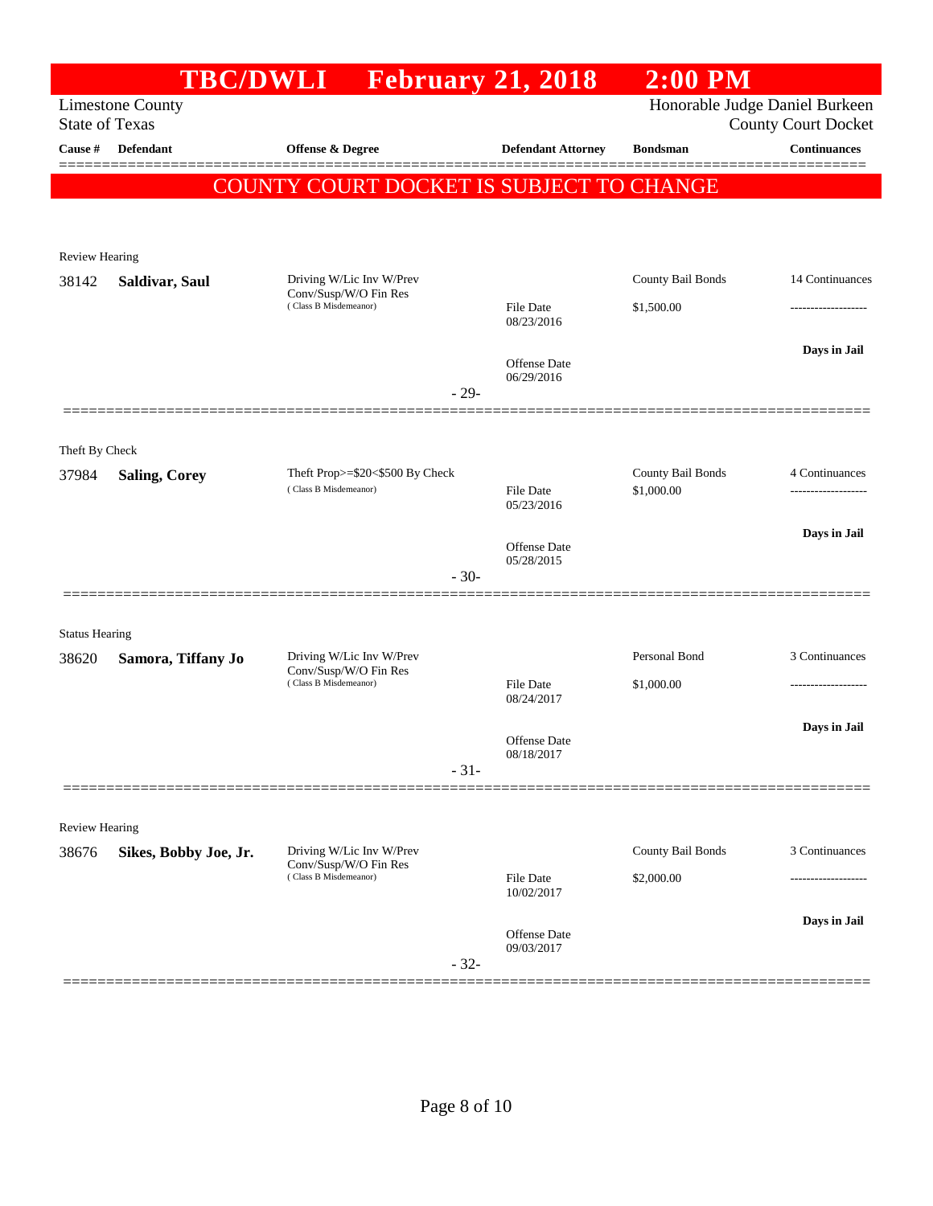# TBC/DWLI February 21, 2018 2:00 PM

Limestone County
State of Texas

Honorable Judge Daniel Burkeen
County Court Docket

| Cause # | Defendant | Offense & Degree | Defendant Attorney | Bondsman | Continuances |
|---|---|---|---|---|---|

**COUNTY COURT DOCKET IS SUBJECT TO CHANGE**

---

Review Hearing

| Cause # | Defendant | Offense & Degree | Defendant Attorney | Bondsman | Continuances |
|---|---|---|---|---|---|
| 38142 | **Saldivar, Saul** | Driving W/Lic Inv W/Prev Conv/Susp/W/O Fin Res (Class B Misdemeanor) | File Date 08/23/2016 | County Bail Bonds $1,500.00 | 14 Continuances |
| | | | Offense Date 06/29/2016 | | Days in Jail |

\- 29-

---

Theft By Check

| Cause # | Defendant | Offense & Degree | Defendant Attorney | Bondsman | Continuances |
|---|---|---|---|---|---|
| 37984 | **Saling, Corey** | Theft Prop>=$20<$500 By Check (Class B Misdemeanor) | File Date 05/23/2016 | County Bail Bonds $1,000.00 | 4 Continuances |
| | | | Offense Date 05/28/2015 | | Days in Jail |

\- 30-

---

Status Hearing

| Cause # | Defendant | Offense & Degree | Defendant Attorney | Bondsman | Continuances |
|---|---|---|---|---|---|
| 38620 | **Samora, Tiffany Jo** | Driving W/Lic Inv W/Prev Conv/Susp/W/O Fin Res (Class B Misdemeanor) | File Date 08/24/2017 | Personal Bond $1,000.00 | 3 Continuances |
| | | | Offense Date 08/18/2017 | | Days in Jail |

\- 31-

---

Review Hearing

| Cause # | Defendant | Offense & Degree | Defendant Attorney | Bondsman | Continuances |
|---|---|---|---|---|---|
| 38676 | **Sikes, Bobby Joe, Jr.** | Driving W/Lic Inv W/Prev Conv/Susp/W/O Fin Res (Class B Misdemeanor) | File Date 10/02/2017 | County Bail Bonds $2,000.00 | 3 Continuances |
| | | | Offense Date 09/03/2017 | | Days in Jail |

\- 32-

---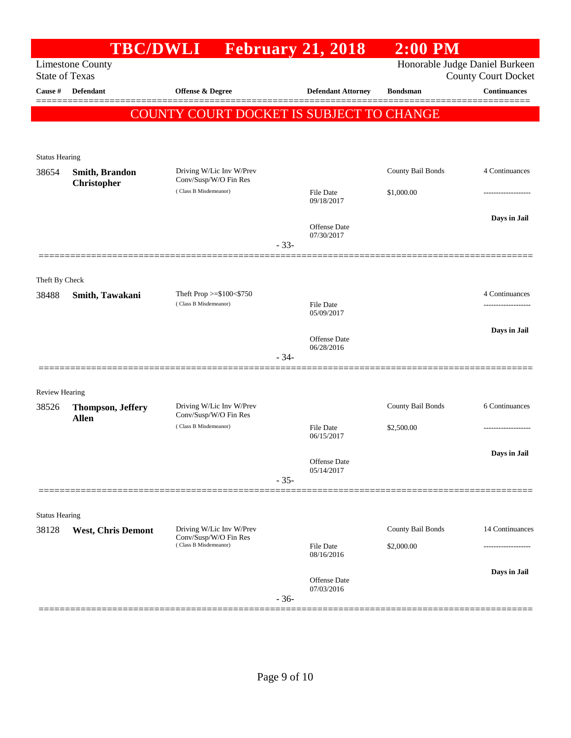# TBC/DWLI February 21, 2018 2:00 PM

Limestone County
State of Texas

Honorable Judge Daniel Burkeen
County Court Docket

| Cause # | Defendant | Offense & Degree | Defendant Attorney | Bondsman | Continuances |
|---|---|---|---|---|---|

**COUNTY COURT DOCKET IS SUBJECT TO CHANGE**

Status Hearing

| Cause # | Defendant | Offense & Degree | Defendant Attorney | Bondsman | Continuances |
|---|---|---|---|---|---|
| 38654 | **Smith, Brandon Christopher** | Driving W/Lic Inv W/Prev Conv/Susp/W/O Fin Res (Class B Misdemeanor) | File Date 09/18/2017<br>Offense Date 07/30/2017 | County Bail Bonds<br>$1,000.00 | 4 Continuances<br>-------------------<br>**Days in Jail** |

- 33-

Theft By Check

| Cause # | Defendant | Offense & Degree | Defendant Attorney | Bondsman | Continuances |
|---|---|---|---|---|---|
| 38488 | **Smith, Tawakani** | Theft Prop >=$100<$750 (Class B Misdemeanor) | File Date 05/09/2017<br>Offense Date 06/28/2016 | | 4 Continuances<br>-------------------<br>**Days in Jail** |

- 34-

Review Hearing

| Cause # | Defendant | Offense & Degree | Defendant Attorney | Bondsman | Continuances |
|---|---|---|---|---|---|
| 38526 | **Thompson, Jeffery Allen** | Driving W/Lic Inv W/Prev Conv/Susp/W/O Fin Res (Class B Misdemeanor) | File Date 06/15/2017<br>Offense Date 05/14/2017 | County Bail Bonds<br>$2,500.00 | 6 Continuances<br>-------------------<br>**Days in Jail** |

- 35-

Status Hearing

| Cause # | Defendant | Offense & Degree | Defendant Attorney | Bondsman | Continuances |
|---|---|---|---|---|---|
| 38128 | **West, Chris Demont** | Driving W/Lic Inv W/Prev Conv/Susp/W/O Fin Res (Class B Misdemeanor) | File Date 08/16/2016<br>Offense Date 07/03/2016 | County Bail Bonds<br>$2,000.00 | 14 Continuances<br>-------------------<br>**Days in Jail** |

- 36-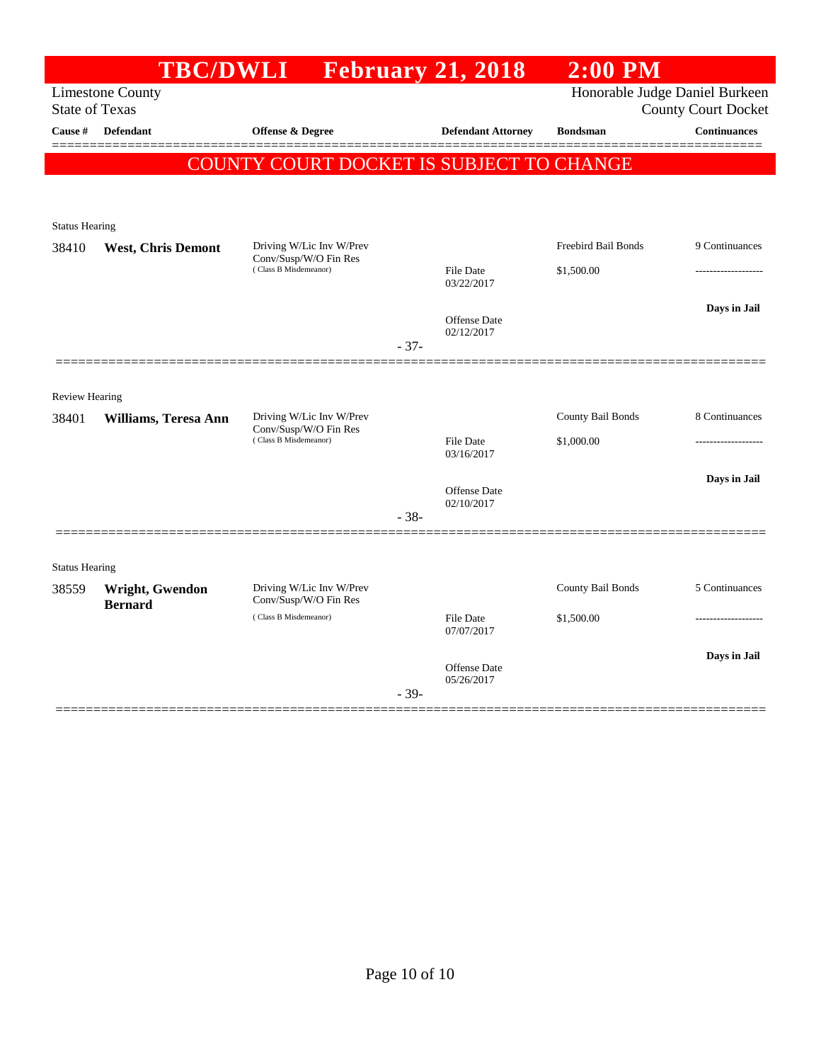# TBC/DWLI February 21, 2018 2:00 PM

Limestone County
State of Texas

Honorable Judge Daniel Burkeen
County Court Docket

| Cause # | Defendant | Offense & Degree | Defendant Attorney | Bondsman | Continuances |
|---|---|---|---|---|---|

## COUNTY COURT DOCKET IS SUBJECT TO CHANGE

Status Hearing

| Cause # | Defendant | Offense & Degree | Defendant Attorney | Bondsman | Continuances |
|---|---|---|---|---|---|
| 38410 | **West, Chris Demont** | Driving W/Lic Inv W/Prev Conv/Susp/W/O Fin Res (Class B Misdemeanor) | File Date 03/22/2017 | Freebird Bail Bonds $1,500.00 | 9 Continuances |
| | | | Offense Date 02/12/2017 | | **Days in Jail** |

- 37-

Review Hearing

| Cause # | Defendant | Offense & Degree | Defendant Attorney | Bondsman | Continuances |
|---|---|---|---|---|---|
| 38401 | **Williams, Teresa Ann** | Driving W/Lic Inv W/Prev Conv/Susp/W/O Fin Res (Class B Misdemeanor) | File Date 03/16/2017 | County Bail Bonds $1,000.00 | 8 Continuances |
| | | | Offense Date 02/10/2017 | | **Days in Jail** |

- 38-

Status Hearing

| Cause # | Defendant | Offense & Degree | Defendant Attorney | Bondsman | Continuances |
|---|---|---|---|---|---|
| 38559 | **Wright, Gwendon Bernard** | Driving W/Lic Inv W/Prev Conv/Susp/W/O Fin Res (Class B Misdemeanor) | File Date 07/07/2017 | County Bail Bonds $1,500.00 | 5 Continuances |
| | | | Offense Date 05/26/2017 | | **Days in Jail** |

- 39-